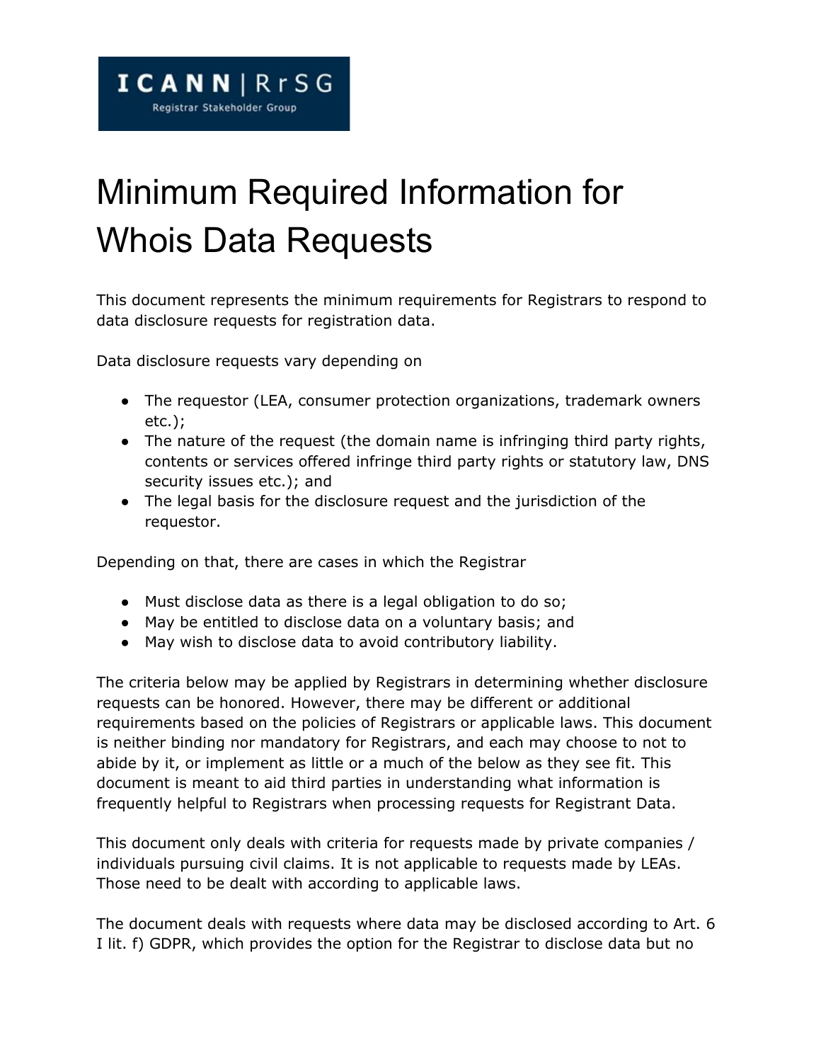ICANN | RrSG
Registrar Stakeholder Group

# Minimum Required Information for Whois Data Requests

This document represents the minimum requirements for Registrars to respond to data disclosure requests for registration data.

Data disclosure requests vary depending on

- The requestor (LEA, consumer protection organizations, trademark owners etc.);
- The nature of the request (the domain name is infringing third party rights, contents or services offered infringe third party rights or statutory law, DNS security issues etc.); and
- The legal basis for the disclosure request and the jurisdiction of the requestor.

Depending on that, there are cases in which the Registrar

- Must disclose data as there is a legal obligation to do so;
- May be entitled to disclose data on a voluntary basis; and
- May wish to disclose data to avoid contributory liability.

The criteria below may be applied by Registrars in determining whether disclosure requests can be honored. However, there may be different or additional requirements based on the policies of Registrars or applicable laws. This document is neither binding nor mandatory for Registrars, and each may choose to not to abide by it, or implement as little or a much of the below as they see fit. This document is meant to aid third parties in understanding what information is frequently helpful to Registrars when processing requests for Registrant Data.

This document only deals with criteria for requests made by private companies / individuals pursuing civil claims. It is not applicable to requests made by LEAs. Those need to be dealt with according to applicable laws.

The document deals with requests where data may be disclosed according to Art. 6 I lit. f) GDPR, which provides the option for the Registrar to disclose data but no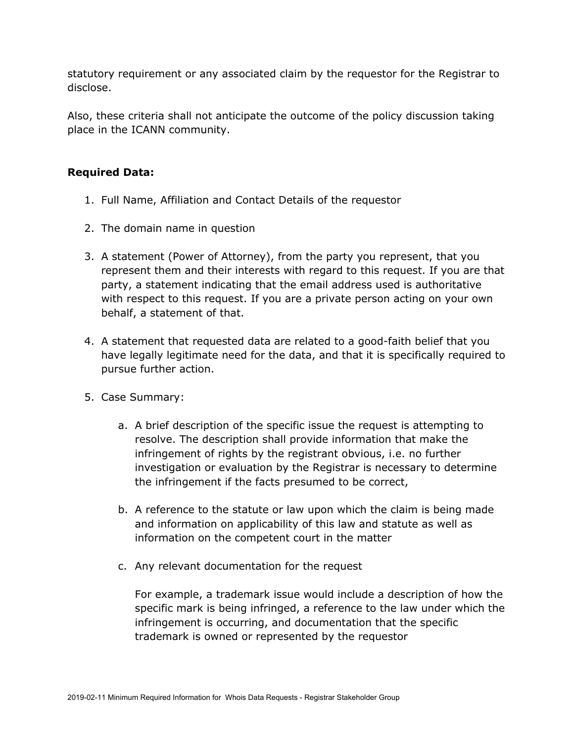statutory requirement or any associated claim by the requestor for the Registrar to disclose.

Also, these criteria shall not anticipate the outcome of the policy discussion taking place in the ICANN community.

**Required Data:**

1. Full Name, Affiliation and Contact Details of the requestor

2. The domain name in question

3. A statement (Power of Attorney), from the party you represent, that you represent them and their interests with regard to this request. If you are that party, a statement indicating that the email address used is authoritative with respect to this request. If you are a private person acting on your own behalf, a statement of that.

4. A statement that requested data are related to a good-faith belief that you have legally legitimate need for the data, and that it is specifically required to pursue further action.

5. Case Summary:

    a. A brief description of the specific issue the request is attempting to resolve. The description shall provide information that make the infringement of rights by the registrant obvious, i.e. no further investigation or evaluation by the Registrar is necessary to determine the infringement if the facts presumed to be correct,

    b. A reference to the statute or law upon which the claim is being made and information on applicability of this law and statute as well as information on the competent court in the matter

    c. Any relevant documentation for the request

       For example, a trademark issue would include a description of how the specific mark is being infringed, a reference to the law under which the infringement is occurring, and documentation that the specific trademark is owned or represented by the requestor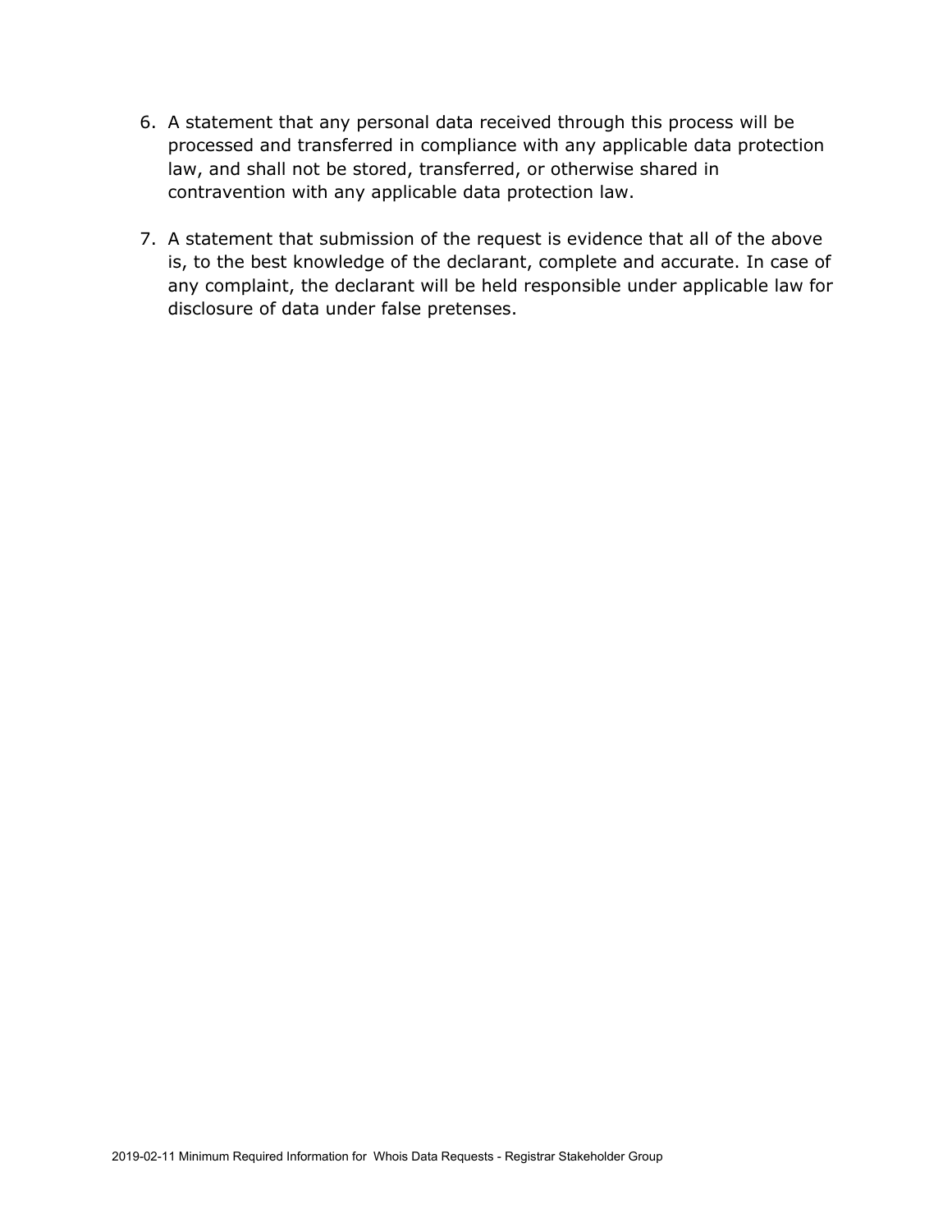6. A statement that any personal data received through this process will be processed and transferred in compliance with any applicable data protection law, and shall not be stored, transferred, or otherwise shared in contravention with any applicable data protection law.

7. A statement that submission of the request is evidence that all of the above is, to the best knowledge of the declarant, complete and accurate. In case of any complaint, the declarant will be held responsible under applicable law for disclosure of data under false pretenses.